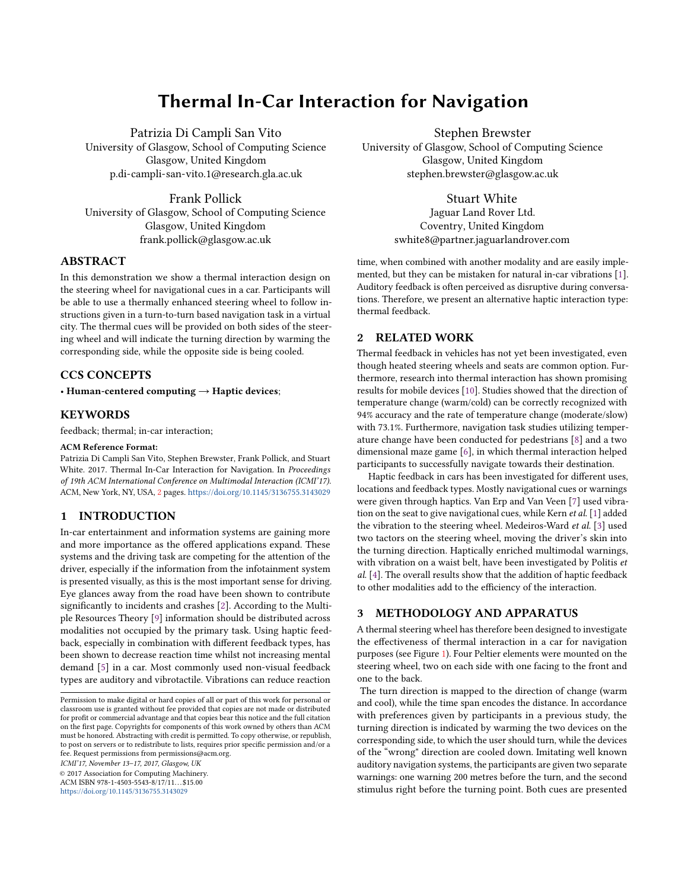# Thermal In-Car Interaction for Navigation

Patrizia Di Campli San Vito
University of Glasgow, School of Computing Science
Glasgow, United Kingdom
p.di-campli-san-vito.1@research.gla.ac.uk

Stephen Brewster
University of Glasgow, School of Computing Science
Glasgow, United Kingdom
stephen.brewster@glasgow.ac.uk

Frank Pollick
University of Glasgow, School of Computing Science
Glasgow, United Kingdom
frank.pollick@glasgow.ac.uk

Stuart White
Jaguar Land Rover Ltd.
Coventry, United Kingdom
swhite8@partner.jaguarlandrover.com

## ABSTRACT

In this demonstration we show a thermal interaction design on the steering wheel for navigational cues in a car. Participants will be able to use a thermally enhanced steering wheel to follow instructions given in a turn-to-turn based navigation task in a virtual city. The thermal cues will be provided on both sides of the steering wheel and will indicate the turning direction by warming the corresponding side, while the opposite side is being cooled.

## CCS CONCEPTS

• **Human-centered computing → Haptic devices**;

## KEYWORDS

feedback; thermal; in-car interaction;

**ACM Reference Format:**
Patrizia Di Campli San Vito, Stephen Brewster, Frank Pollick, and Stuart White. 2017. Thermal In-Car Interaction for Navigation. In *Proceedings of 19th ACM International Conference on Multimodal Interaction (ICMI'17)*. ACM, New York, NY, USA, 2 pages. https://doi.org/10.1145/3136755.3143029

## 1 INTRODUCTION

In-car entertainment and information systems are gaining more and more importance as the offered applications expand. These systems and the driving task are competing for the attention of the driver, especially if the information from the infotainment system is presented visually, as this is the most important sense for driving. Eye glances away from the road have been shown to contribute significantly to incidents and crashes [2]. According to the Multiple Resources Theory [9] information should be distributed across modalities not occupied by the primary task. Using haptic feedback, especially in combination with different feedback types, has been shown to decrease reaction time whilst not increasing mental demand [5] in a car. Most commonly used non-visual feedback types are auditory and vibrotactile. Vibrations can reduce reaction time, when combined with another modality and are easily implemented, but they can be mistaken for natural in-car vibrations [1]. Auditory feedback is often perceived as disruptive during conversations. Therefore, we present an alternative haptic interaction type: thermal feedback.

Permission to make digital or hard copies of all or part of this work for personal or classroom use is granted without fee provided that copies are not made or distributed for profit or commercial advantage and that copies bear this notice and the full citation on the first page. Copyrights for components of this work owned by others than ACM must be honored. Abstracting with credit is permitted. To copy otherwise, or republish, to post on servers or to redistribute to lists, requires prior specific permission and/or a fee. Request permissions from permissions@acm.org.
*ICMI'17, November 13–17, 2017, Glasgow, UK*
© 2017 Association for Computing Machinery.
ACM ISBN 978-1-4503-5543-8/17/11...$15.00
https://doi.org/10.1145/3136755.3143029

## 2 RELATED WORK

Thermal feedback in vehicles has not yet been investigated, even though heated steering wheels and seats are common option. Furthermore, research into thermal interaction has shown promising results for mobile devices [10]. Studies showed that the direction of temperature change (warm/cold) can be correctly recognized with 94% accuracy and the rate of temperature change (moderate/slow) with 73.1%. Furthermore, navigation task studies utilizing temperature change have been conducted for pedestrians [8] and a two dimensional maze game [6], in which thermal interaction helped participants to successfully navigate towards their destination.

Haptic feedback in cars has been investigated for different uses, locations and feedback types. Mostly navigational cues or warnings were given through haptics. Van Erp and Van Veen [7] used vibration on the seat to give navigational cues, while Kern *et al.* [1] added the vibration to the steering wheel. Medeiros-Ward *et al.* [3] used two tactors on the steering wheel, moving the driver's skin into the turning direction. Haptically enriched multimodal warnings, with vibration on a waist belt, have been investigated by Politis *et al.* [4]. The overall results show that the addition of haptic feedback to other modalities add to the efficiency of the interaction.

## 3 METHODOLOGY AND APPARATUS

A thermal steering wheel has therefore been designed to investigate the effectiveness of thermal interaction in a car for navigation purposes (see Figure 1). Four Peltier elements were mounted on the steering wheel, two on each side with one facing to the front and one to the back.

The turn direction is mapped to the direction of change (warm and cool), while the time span encodes the distance. In accordance with preferences given by participants in a previous study, the turning direction is indicated by warming the two devices on the corresponding side, to which the user should turn, while the devices of the "wrong" direction are cooled down. Imitating well known auditory navigation systems, the participants are given two separate warnings: one warning 200 metres before the turn, and the second stimulus right before the turning point. Both cues are presented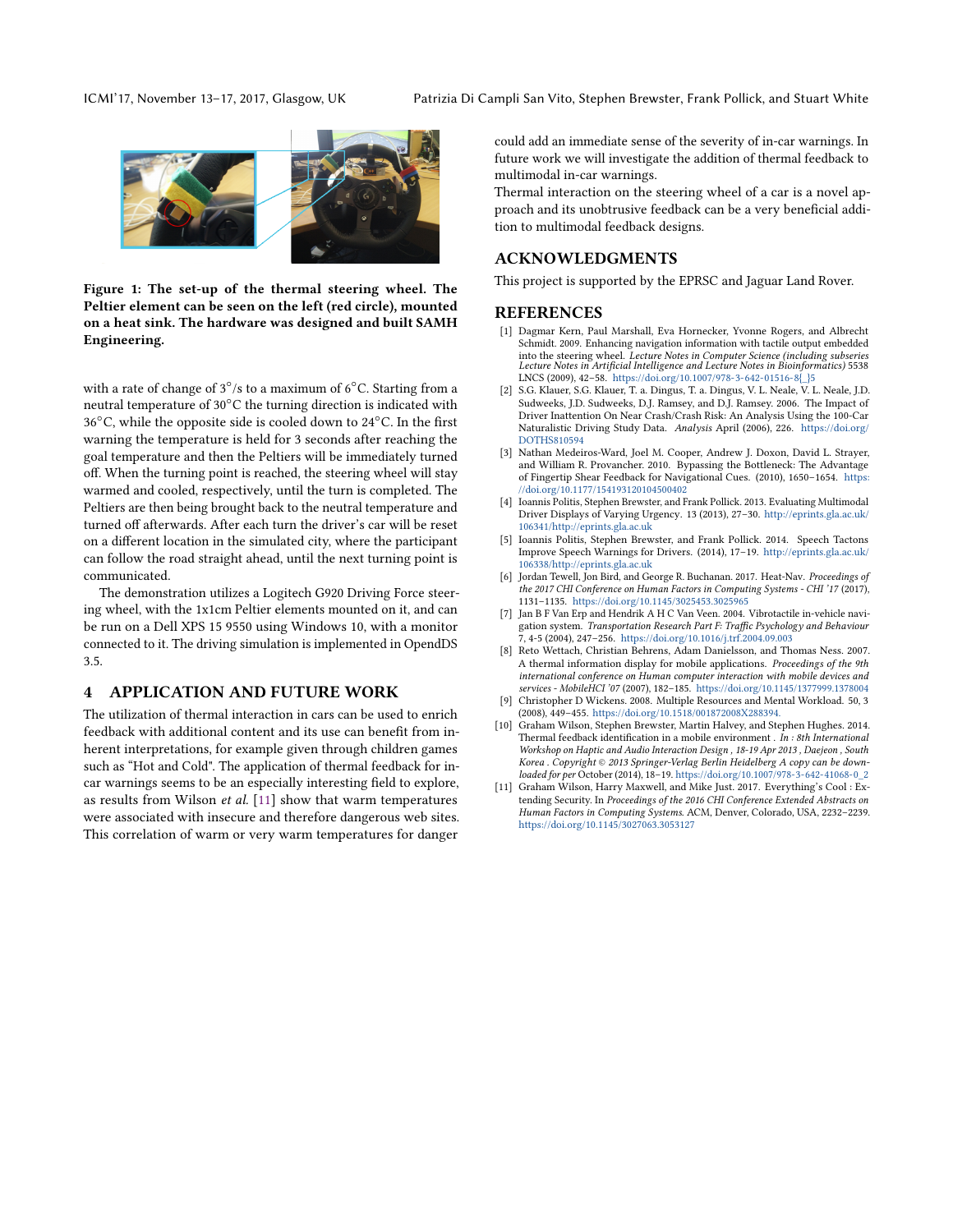**Figure 1: The set-up of the thermal steering wheel. The Peltier element can be seen on the left (red circle), mounted on a heat sink. The hardware was designed and built SAMH Engineering.**

with a rate of change of 3°/s to a maximum of 6°C. Starting from a neutral temperature of 30°C the turning direction is indicated with 36°C, while the opposite side is cooled down to 24°C. In the first warning the temperature is held for 3 seconds after reaching the goal temperature and then the Peltiers will be immediately turned off. When the turning point is reached, the steering wheel will stay warmed and cooled, respectively, until the turn is completed. The Peltiers are then being brought back to the neutral temperature and turned off afterwards. After each turn the driver's car will be reset on a different location in the simulated city, where the participant can follow the road straight ahead, until the next turning point is communicated.

The demonstration utilizes a Logitech G920 Driving Force steering wheel, with the 1x1cm Peltier elements mounted on it, and can be run on a Dell XPS 15 9550 using Windows 10, with a monitor connected to it. The driving simulation is implemented in OpendDS 3.5.

## 4 APPLICATION AND FUTURE WORK

The utilization of thermal interaction in cars can be used to enrich feedback with additional content and its use can benefit from inherent interpretations, for example given through children games such as "Hot and Cold". The application of thermal feedback for in-car warnings seems to be an especially interesting field to explore, as results from Wilson *et al.* [11] show that warm temperatures were associated with insecure and therefore dangerous web sites. This correlation of warm or very warm temperatures for danger could add an immediate sense of the severity of in-car warnings. In future work we will investigate the addition of thermal feedback to multimodal in-car warnings.

Thermal interaction on the steering wheel of a car is a novel approach and its unobtrusive feedback can be a very beneficial addition to multimodal feedback designs.

## ACKNOWLEDGMENTS

This project is supported by the EPRSC and Jaguar Land Rover.

## REFERENCES

[1] Dagmar Kern, Paul Marshall, Eva Hornecker, Yvonne Rogers, and Albrecht Schmidt. 2009. Enhancing navigation information with tactile output embedded into the steering wheel. *Lecture Notes in Computer Science (including subseries Lecture Notes in Artificial Intelligence and Lecture Notes in Bioinformatics)* 5538 LNCS (2009), 42–58. https://doi.org/10.1007/978-3-642-01516-8{_}5

[2] S.G. Klauer, S.G. Klauer, T. a. Dingus, T. a. Dingus, V. L. Neale, V. L. Neale, J.D. Sudweeks, J.D. Sudweeks, D.J. Ramsey, and D.J. Ramsey. 2006. The Impact of Driver Inattention On Near Crash/Crash Risk: An Analysis Using the 100-Car Naturalistic Driving Study Data. *Analysis* April (2006), 226. https://doi.org/DOTHS810594

[3] Nathan Medeiros-Ward, Joel M. Cooper, Andrew J. Doxon, David L. Strayer, and William R. Provancher. 2010. Bypassing the Bottleneck: The Advantage of Fingertip Shear Feedback for Navigational Cues. (2010), 1650–1654. https://doi.org/10.1177/154193120104500402

[4] Ioannis Politis, Stephen Brewster, and Frank Pollick. 2013. Evaluating Multimodal Driver Displays of Varying Urgency. 13 (2013), 27–30. http://eprints.gla.ac.uk/106341/http://eprints.gla.ac.uk

[5] Ioannis Politis, Stephen Brewster, and Frank Pollick. 2014. Speech Tactons Improve Speech Warnings for Drivers. (2014), 17–19. http://eprints.gla.ac.uk/106338/http://eprints.gla.ac.uk

[6] Jordan Tewell, Jon Bird, and George R. Buchanan. 2017. Heat-Nav. *Proceedings of the 2017 CHI Conference on Human Factors in Computing Systems - CHI '17* (2017), 1131–1135. https://doi.org/10.1145/3025453.3025965

[7] Jan B F Van Erp and Hendrik A H C Van Veen. 2004. Vibrotactile in-vehicle navigation system. *Transportation Research Part F: Traffic Psychology and Behaviour* 7, 4-5 (2004), 247–256. https://doi.org/10.1016/j.trf.2004.09.003

[8] Reto Wettach, Christian Behrens, Adam Danielsson, and Thomas Ness. 2007. A thermal information display for mobile applications. *Proceedings of the 9th international conference on Human computer interaction with mobile devices and services - MobileHCI '07* (2007), 182–185. https://doi.org/10.1145/1377999.1378004

[9] Christopher D Wickens. 2008. Multiple Resources and Mental Workload. 50, 3 (2008), 449–455. https://doi.org/10.1518/001872008X288394.

[10] Graham Wilson, Stephen Brewster, Martin Halvey, and Stephen Hughes. 2014. Thermal feedback identification in a mobile environment . *In : 8th International Workshop on Haptic and Audio Interaction Design , 18-19 Apr 2013 , Daejeon , South Korea . Copyright © 2013 Springer-Verlag Berlin Heidelberg A copy can be downloaded for per* October (2014), 18–19. https://doi.org/10.1007/978-3-642-41068-0_2

[11] Graham Wilson, Harry Maxwell, and Mike Just. 2017. Everything's Cool : Extending Security. In *Proceedings of the 2016 CHI Conference Extended Abstracts on Human Factors in Computing Systems*. ACM, Denver, Colorado, USA, 2232–2239. https://doi.org/10.1145/3027063.3053127